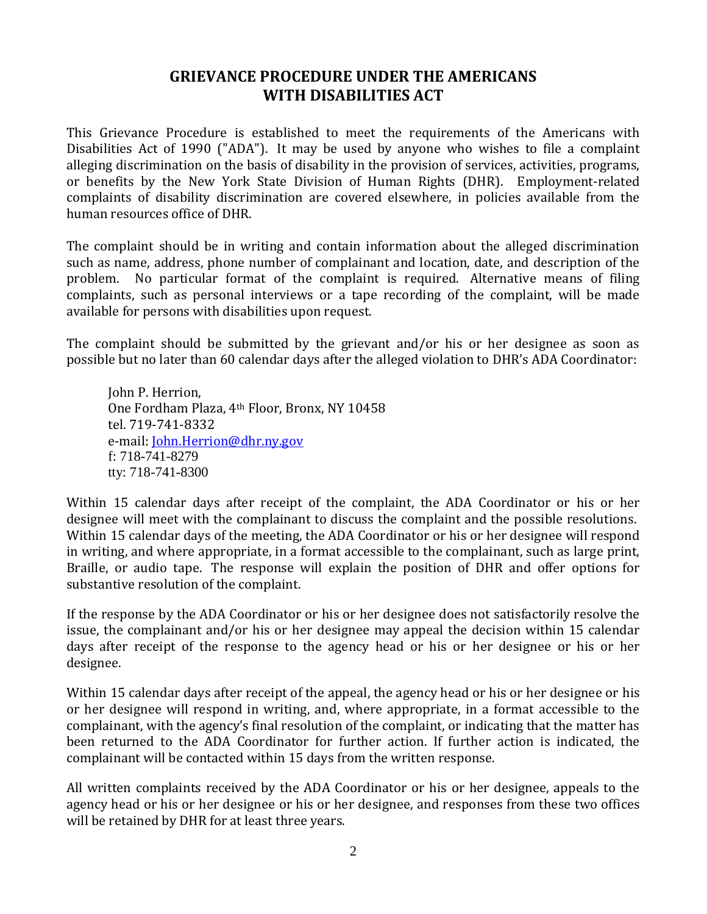# GRIEVANCE PROCEDURE UNDER THE AMERICANS WITH DISABILITIES ACT

This Grievance Procedure is established to meet the requirements of the Americans with Disabilities Act of 1990 ("ADA"). It may be used by anyone who wishes to file a complaint alleging discrimination on the basis of disability in the provision of services, activities, programs, or benefits by the New York State Division of Human Rights (DHR). Employment-related complaints of disability discrimination are covered elsewhere, in policies available from the human resources office of DHR.

The complaint should be in writing and contain information about the alleged discrimination such as name, address, phone number of complainant and location, date, and description of the problem. No particular format of the complaint is required. Alternative means of filing complaints, such as personal interviews or a tape recording of the complaint, will be made available for persons with disabilities upon request.

The complaint should be submitted by the grievant and/or his or her designee as soon as possible but no later than 60 calendar days after the alleged violation to DHR's ADA Coordinator:

John P. Herrion,
One Fordham Plaza, 4th Floor, Bronx, NY 10458
tel. 719-741-8332
e-mail: John.Herrion@dhr.ny.gov
f: 718-741-8279
tty: 718-741-8300

Within 15 calendar days after receipt of the complaint, the ADA Coordinator or his or her designee will meet with the complainant to discuss the complaint and the possible resolutions. Within 15 calendar days of the meeting, the ADA Coordinator or his or her designee will respond in writing, and where appropriate, in a format accessible to the complainant, such as large print, Braille, or audio tape. The response will explain the position of DHR and offer options for substantive resolution of the complaint.

If the response by the ADA Coordinator or his or her designee does not satisfactorily resolve the issue, the complainant and/or his or her designee may appeal the decision within 15 calendar days after receipt of the response to the agency head or his or her designee or his or her designee.

Within 15 calendar days after receipt of the appeal, the agency head or his or her designee or his or her designee will respond in writing, and, where appropriate, in a format accessible to the complainant, with the agency's final resolution of the complaint, or indicating that the matter has been returned to the ADA Coordinator for further action. If further action is indicated, the complainant will be contacted within 15 days from the written response.

All written complaints received by the ADA Coordinator or his or her designee, appeals to the agency head or his or her designee or his or her designee, and responses from these two offices will be retained by DHR for at least three years.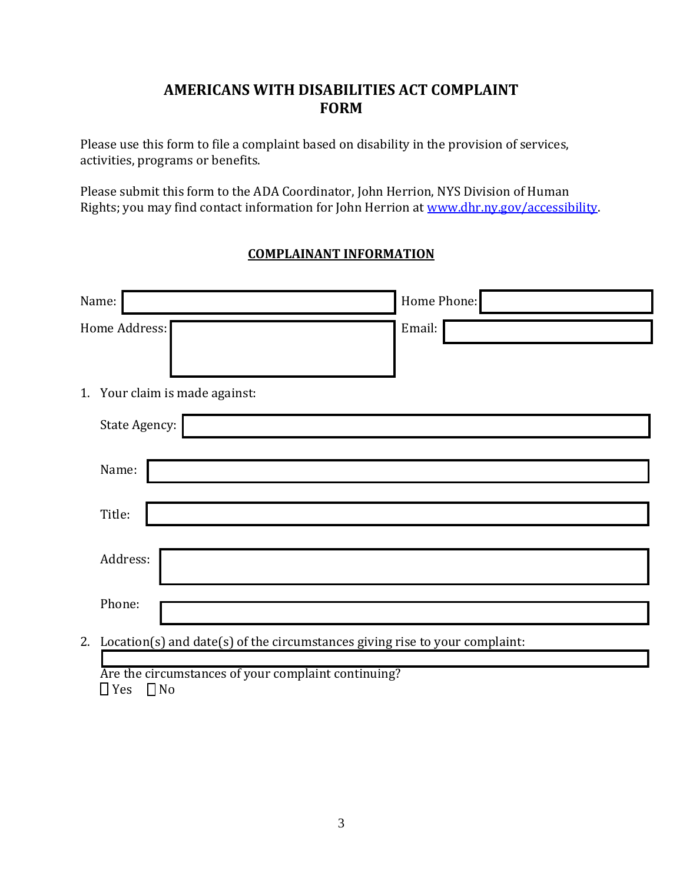## AMERICANS WITH DISABILITIES ACT COMPLAINT FORM

Please use this form to file a complaint based on disability in the provision of services, activities, programs or benefits.

Please submit this form to the ADA Coordinator, John Herrion, NYS Division of Human Rights; you may find contact information for John Herrion at [www.dhr.ny.gov/accessibility](www.dhr.ny.gov/accessibility).

### COMPLAINANT INFORMATION

Name: ____________________ Home Phone: ____________________

Home Address: ____________________ Email: ____________________

1. Your claim is made against:

   State Agency: ____________________

   Name: ____________________

   Title: ____________________

   Address: ____________________

   Phone: ____________________

2. Location(s) and date(s) of the circumstances giving rise to your complaint:

   ____________________

   Are the circumstances of your complaint continuing?

   ☐ Yes ☐ No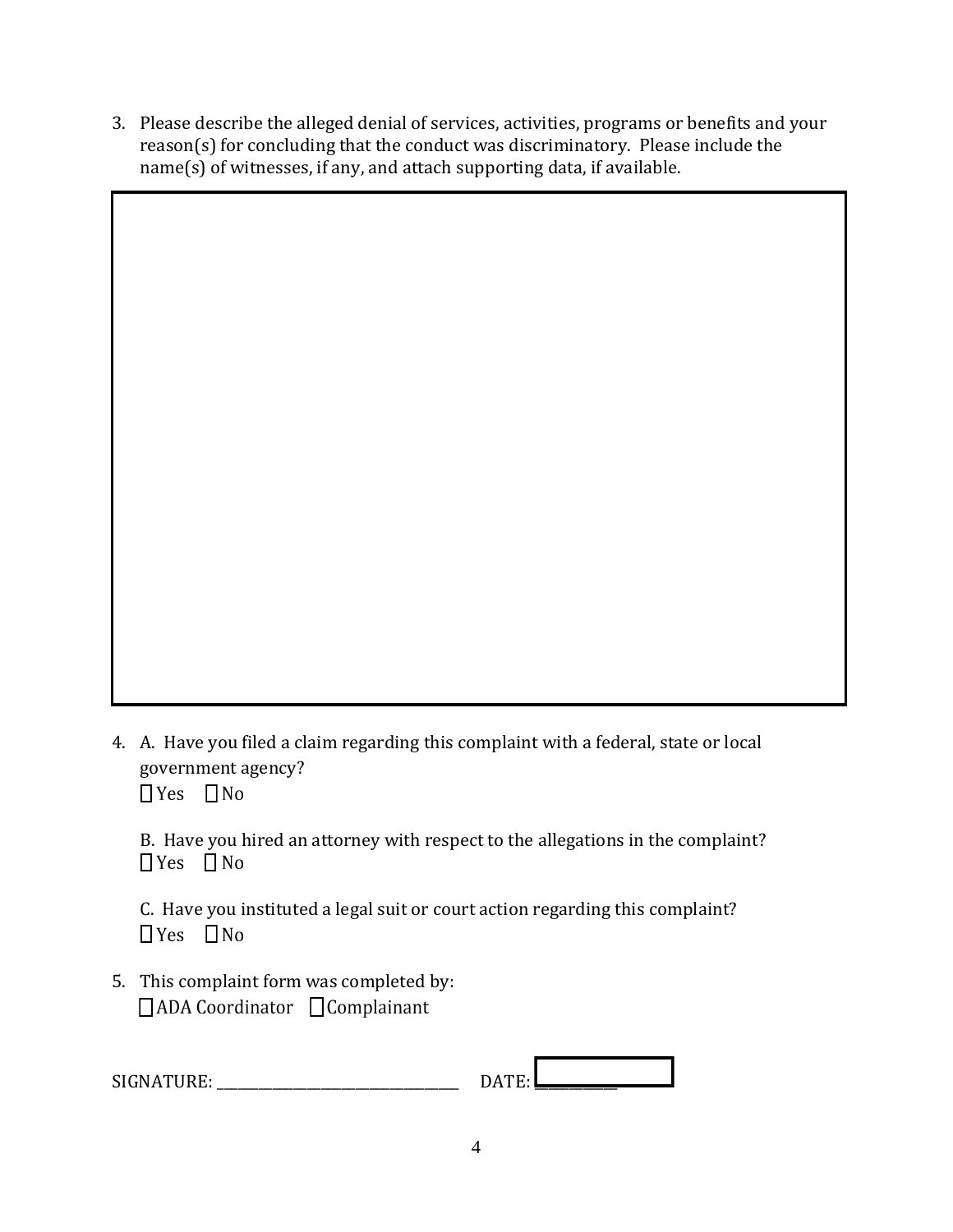3. Please describe the alleged denial of services, activities, programs or benefits and your reason(s) for concluding that the conduct was discriminatory. Please include the name(s) of witnesses, if any, and attach supporting data, if available.

4. A. Have you filed a claim regarding this complaint with a federal, state or local government agency?
   ☐ Yes ☐ No

   B. Have you hired an attorney with respect to the allegations in the complaint?
   ☐ Yes ☐ No

   C. Have you instituted a legal suit or court action regarding this complaint?
   ☐ Yes ☐ No

5. This complaint form was completed by:
   ☐ ADA Coordinator ☐ Complainant

SIGNATURE: ______________________________ DATE: ___________